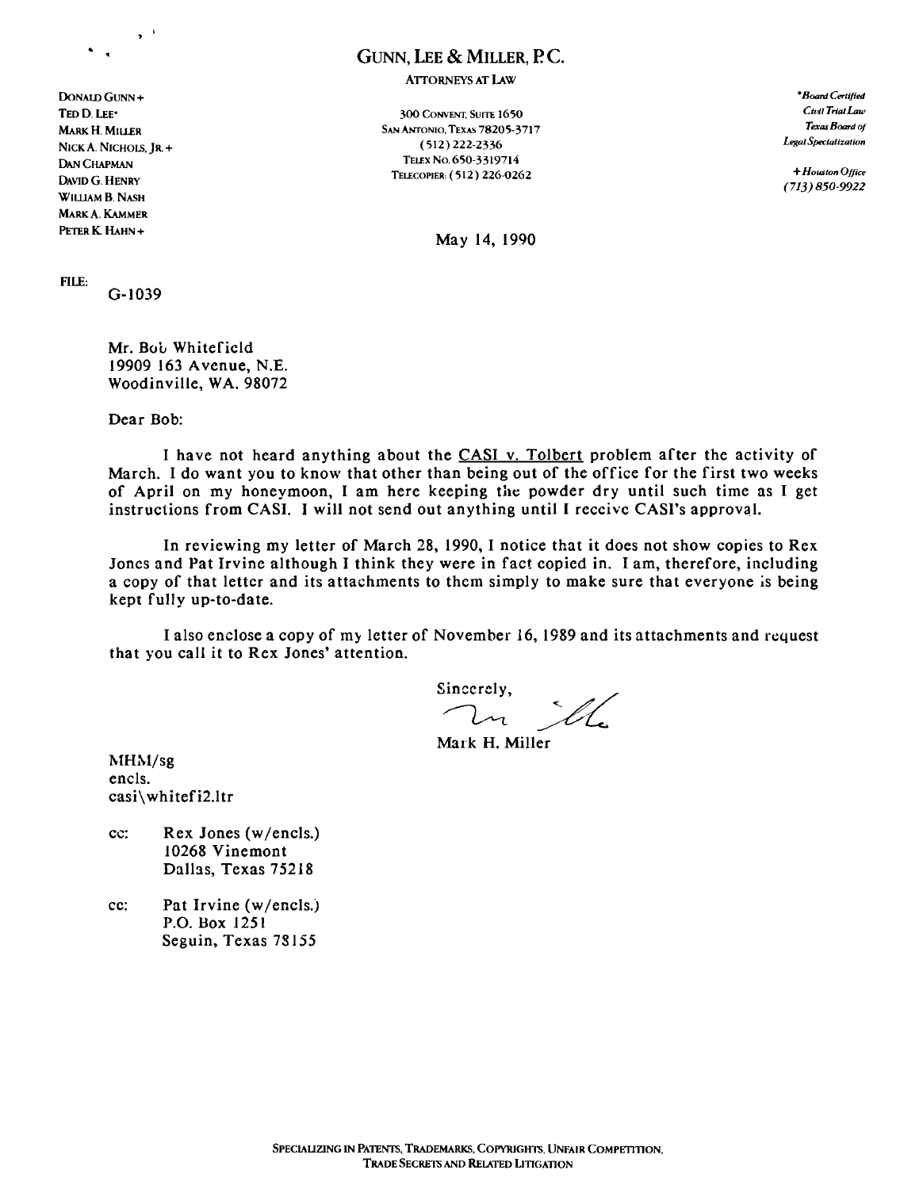# GUNN, LEE & MILLER, P.C.

ATTORNEYS AT LAW

DONALD GUNN+
TED D. LEE*
MARK H. MILLER
NICK A. NICHOLS, JR.+
DAN CHAPMAN
DAVID G. HENRY
WILLIAM B. NASH
MARK A. KAMMER
PETER K. HAHN+

300 CONVENT, SUITE 1650
SAN ANTONIO, TEXAS 78205-3717
(512) 222-2336
TELEX NO. 650-3319714
TELECOPIER: (512) 226-0262

*\*Board Certified Civil Trial Law Texas Board of Legal Specialization*

*+Houston Office (713) 850-9922*

May 14, 1990

FILE: G-1039

Mr. Bob Whitefield
19909 163 Avenue, N.E.
Woodinville, WA. 98072

Dear Bob:

I have not heard anything about the CASI v. Tolbert problem after the activity of March. I do want you to know that other than being out of the office for the first two weeks of April on my honeymoon, I am here keeping the powder dry until such time as I get instructions from CASI. I will not send out anything until I receive CASI's approval.

In reviewing my letter of March 28, 1990, I notice that it does not show copies to Rex Jones and Pat Irvine although I think they were in fact copied in. I am, therefore, including a copy of that letter and its attachments to them simply to make sure that everyone is being kept fully up-to-date.

I also enclose a copy of my letter of November 16, 1989 and its attachments and request that you call it to Rex Jones' attention.

Sincerely,

Mark H. Miller

MHM/sg
encls.
casi\whitefi2.ltr

cc: Rex Jones (w/encls.)
10268 Vinemont
Dallas, Texas 75218

cc: Pat Irvine (w/encls.)
P.O. Box 1251
Seguin, Texas 78155

SPECIALIZING IN PATENTS, TRADEMARKS, COPYRIGHTS, UNFAIR COMPETITION, TRADE SECRETS AND RELATED LITIGATION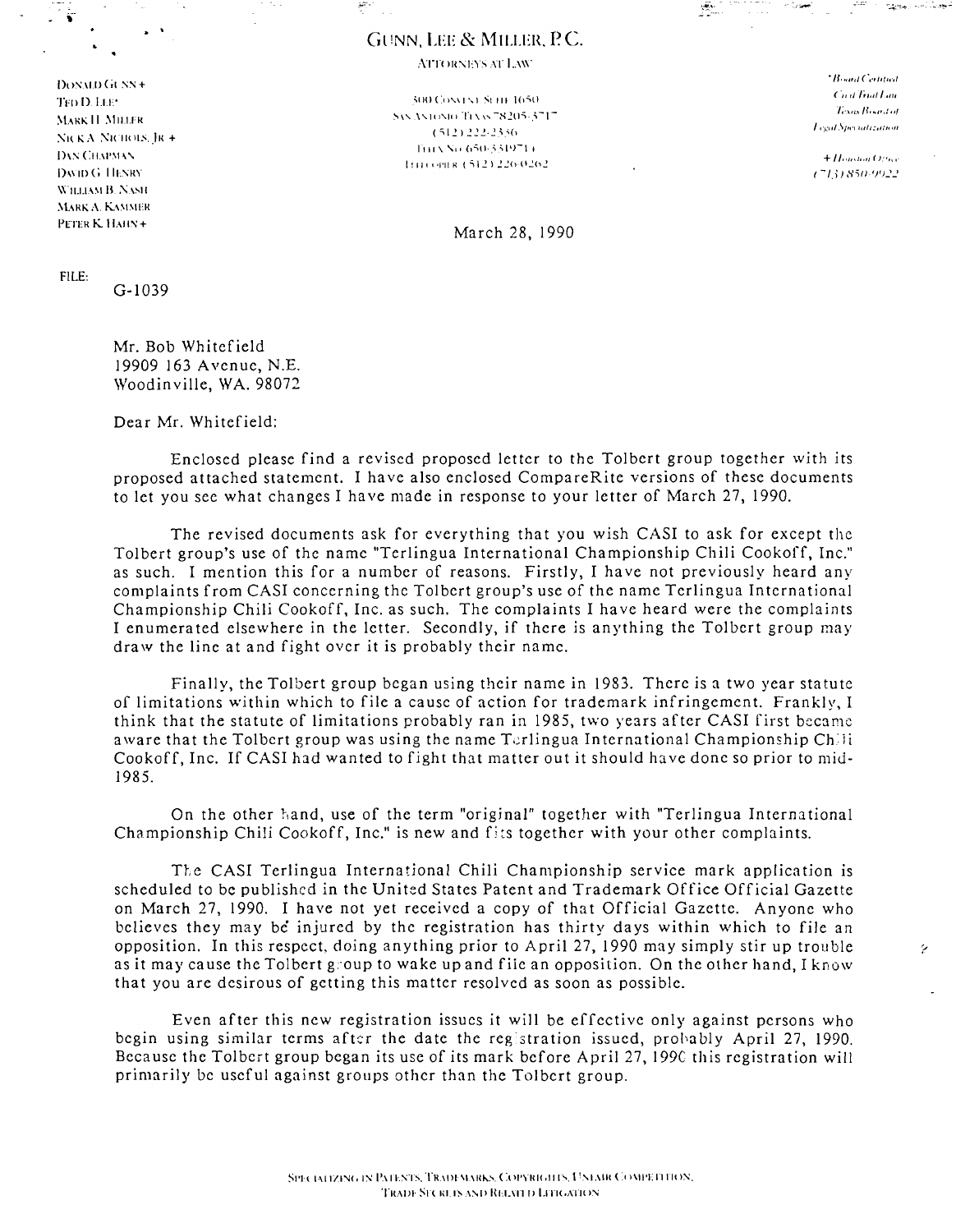GUNN, LEE & MILLER, P.C.

ATTORNEYS AT LAW

DONALD GUNN +
TED D. LEE*
MARK H. MILLER
NICK A. NICHOLS, JR. +
DAN CHAPMAN
DAVID G. HENRY
WILLIAM B. NASH
MARK A. KAMMER
PETER K. HAHN +

300 CONVENT SUITE 1650
SAN ANTONIO TEXAS 78205-3717
(512) 222-2336
TELEX NO 650-3319714
TELECOPIER (512) 226-0262

*Board Certified
Civil Trial Law
Texas Board of
Legal Specialization

+ Houston Office
(713) 850-9922

March 28, 1990

FILE:
G-1039

Mr. Bob Whitefield
19909 163 Avenue, N.E.
Woodinville, WA. 98072

Dear Mr. Whitefield:

Enclosed please find a revised proposed letter to the Tolbert group together with its proposed attached statement. I have also enclosed CompareRite versions of these documents to let you see what changes I have made in response to your letter of March 27, 1990.

The revised documents ask for everything that you wish CASI to ask for except the Tolbert group's use of the name "Terlingua International Championship Chili Cookoff, Inc." as such. I mention this for a number of reasons. Firstly, I have not previously heard any complaints from CASI concerning the Tolbert group's use of the name Terlingua International Championship Chili Cookoff, Inc. as such. The complaints I have heard were the complaints I enumerated elsewhere in the letter. Secondly, if there is anything the Tolbert group may draw the line at and fight over it is probably their name.

Finally, the Tolbert group began using their name in 1983. There is a two year statute of limitations within which to file a cause of action for trademark infringement. Frankly, I think that the statute of limitations probably ran in 1985, two years after CASI first became aware that the Tolbert group was using the name Terlingua International Championship Chili Cookoff, Inc. If CASI had wanted to fight that matter out it should have done so prior to mid-1985.

On the other hand, use of the term "original" together with "Terlingua International Championship Chili Cookoff, Inc." is new and fits together with your other complaints.

The CASI Terlingua International Chili Championship service mark application is scheduled to be published in the United States Patent and Trademark Office Official Gazette on March 27, 1990. I have not yet received a copy of that Official Gazette. Anyone who believes they may be injured by the registration has thirty days within which to file an opposition. In this respect, doing anything prior to April 27, 1990 may simply stir up trouble as it may cause the Tolbert group to wake up and file an opposition. On the other hand, I know that you are desirous of getting this matter resolved as soon as possible.

Even after this new registration issues it will be effective only against persons who begin using similar terms after the date the registration issued, probably April 27, 1990. Because the Tolbert group began its use of its mark before April 27, 1990 this registration will primarily be useful against groups other than the Tolbert group.

SPECIALIZING IN PATENTS, TRADEMARKS, COPYRIGHTS, UNFAIR COMPETITION, TRADE SECRETS AND RELATED LITIGATION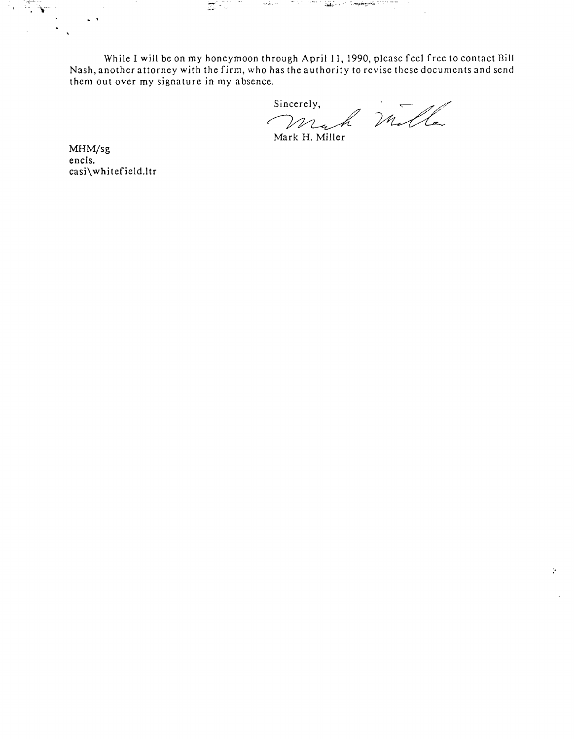While I will be on my honeymoon through April 11, 1990, please feel free to contact Bill Nash, another attorney with the firm, who has the authority to revise these documents and send them out over my signature in my absence.

Sincerely,

Mark H. Miller

MHM/sg
encls.
casi\whitefield.ltr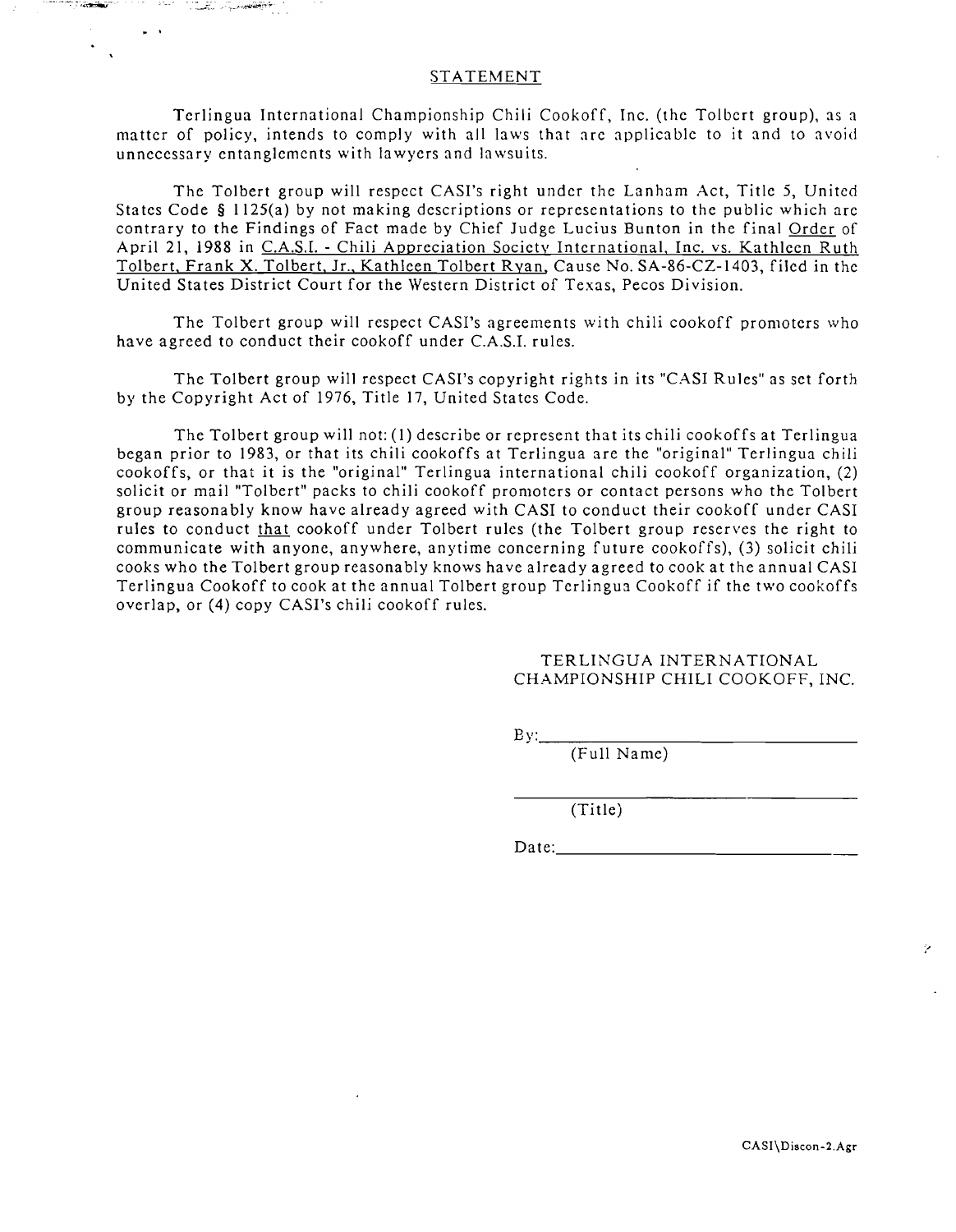## STATEMENT

Terlingua International Championship Chili Cookoff, Inc. (the Tolbert group), as a matter of policy, intends to comply with all laws that are applicable to it and to avoid unnecessary entanglements with lawyers and lawsuits.

The Tolbert group will respect CASI's right under the Lanham Act, Title 5, United States Code § 1125(a) by not making descriptions or representations to the public which are contrary to the Findings of Fact made by Chief Judge Lucius Bunton in the final Order of April 21, 1988 in C.A.S.I. - Chili Appreciation Society International, Inc. vs. Kathleen Ruth Tolbert, Frank X. Tolbert, Jr., Kathleen Tolbert Ryan, Cause No. SA-86-CZ-1403, filed in the United States District Court for the Western District of Texas, Pecos Division.

The Tolbert group will respect CASI's agreements with chili cookoff promoters who have agreed to conduct their cookoff under C.A.S.I. rules.

The Tolbert group will respect CASI's copyright rights in its "CASI Rules" as set forth by the Copyright Act of 1976, Title 17, United States Code.

The Tolbert group will not: (1) describe or represent that its chili cookoffs at Terlingua began prior to 1983, or that its chili cookoffs at Terlingua are the "original" Terlingua chili cookoffs, or that it is the "original" Terlingua international chili cookoff organization, (2) solicit or mail "Tolbert" packs to chili cookoff promoters or contact persons who the Tolbert group reasonably know have already agreed with CASI to conduct their cookoff under CASI rules to conduct that cookoff under Tolbert rules (the Tolbert group reserves the right to communicate with anyone, anywhere, anytime concerning future cookoffs), (3) solicit chili cooks who the Tolbert group reasonably knows have already agreed to cook at the annual CASI Terlingua Cookoff to cook at the annual Tolbert group Terlingua Cookoff if the two cookoffs overlap, or (4) copy CASI's chili cookoff rules.

TERLINGUA INTERNATIONAL
CHAMPIONSHIP CHILI COOKOFF, INC.

By:\_\_\_\_\_\_\_\_\_\_\_\_\_\_\_\_\_\_\_\_\_\_\_\_\_\_\_\_\_\_\_\_
(Full Name)

\_\_\_\_\_\_\_\_\_\_\_\_\_\_\_\_\_\_\_\_\_\_\_\_\_\_\_\_\_\_\_\_
(Title)

Date:\_\_\_\_\_\_\_\_\_\_\_\_\_\_\_\_\_\_\_\_\_\_\_\_\_\_\_\_\_\_

CASI\Discon-2.Agr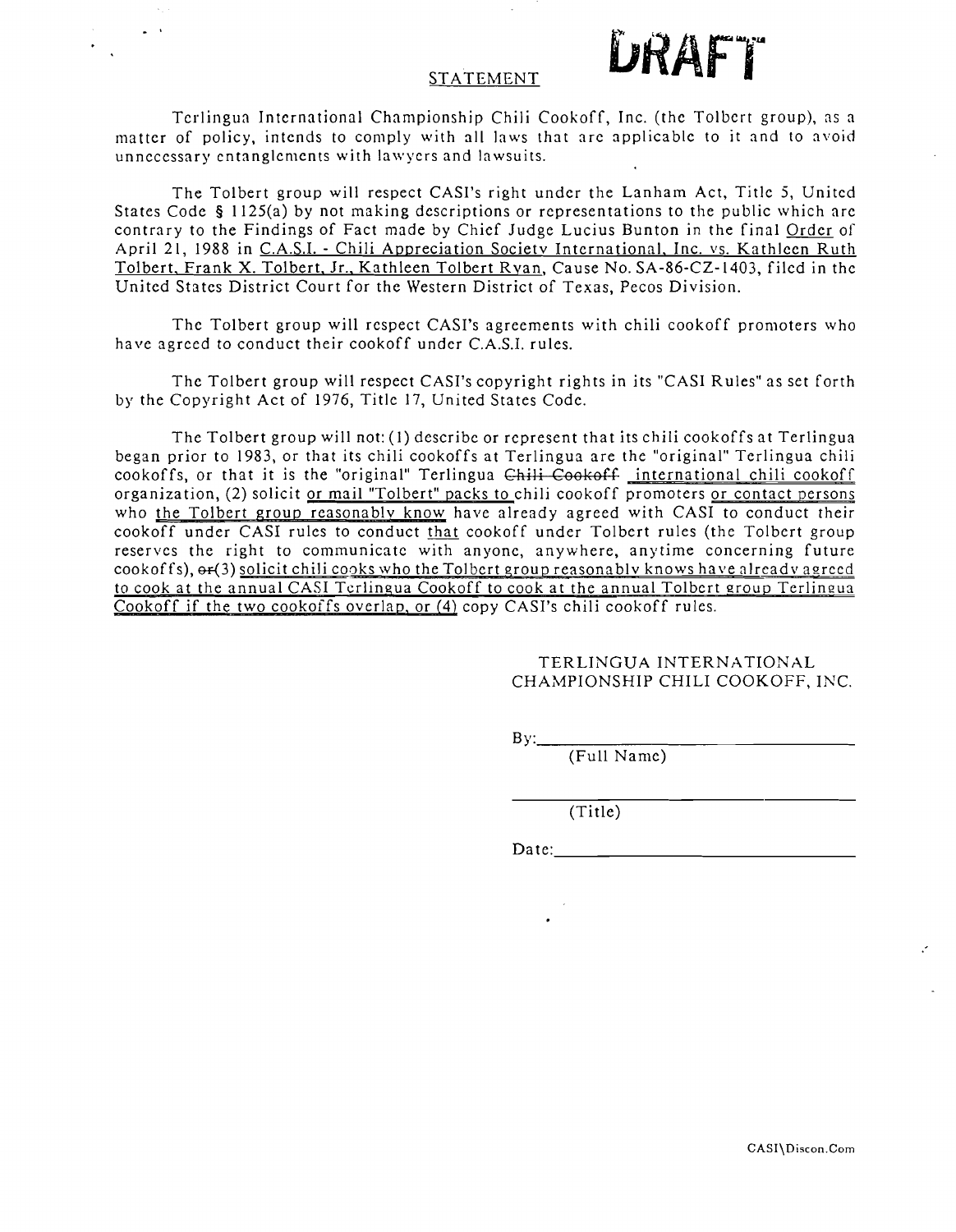DRAFT

STATEMENT

Terlingua International Championship Chili Cookoff, Inc. (the Tolbert group), as a matter of policy, intends to comply with all laws that are applicable to it and to avoid unnecessary entanglements with lawyers and lawsuits.

The Tolbert group will respect CASI's right under the Lanham Act, Title 5, United States Code § 1125(a) by not making descriptions or representations to the public which are contrary to the Findings of Fact made by Chief Judge Lucius Bunton in the final Order of April 21, 1988 in C.A.S.I. - Chili Appreciation Society International, Inc. vs. Kathleen Ruth Tolbert, Frank X. Tolbert, Jr., Kathleen Tolbert Ryan, Cause No. SA-86-CZ-1403, filed in the United States District Court for the Western District of Texas, Pecos Division.

The Tolbert group will respect CASI's agreements with chili cookoff promoters who have agreed to conduct their cookoff under C.A.S.I. rules.

The Tolbert group will respect CASI's copyright rights in its "CASI Rules" as set forth by the Copyright Act of 1976, Title 17, United States Code.

The Tolbert group will not: (1) describe or represent that its chili cookoffs at Terlingua began prior to 1983, or that its chili cookoffs at Terlingua are the "original" Terlingua chili cookoffs, or that it is the "original" Terlingua ~~Chili Cookoff~~ international chili cookoff organization, (2) solicit or mail "Tolbert" packs to chili cookoff promoters or contact persons who the Tolbert group reasonably know have already agreed with CASI to conduct their cookoff under CASI rules to conduct that cookoff under Tolbert rules (the Tolbert group reserves the right to communicate with anyone, anywhere, anytime concerning future cookoffs), ~~or~~ (3) solicit chili cooks who the Tolbert group reasonably knows have already agreed to cook at the annual CASI Terlingua Cookoff to cook at the annual Tolbert group Terlingua Cookoff if the two cookoffs overlap, or (4) copy CASI's chili cookoff rules.

TERLINGUA INTERNATIONAL CHAMPIONSHIP CHILI COOKOFF, INC.

By:\_\_\_\_\_\_\_\_\_\_\_\_\_\_\_\_\_\_\_\_\_\_\_\_\_\_\_\_
(Full Name)

\_\_\_\_\_\_\_\_\_\_\_\_\_\_\_\_\_\_\_\_\_\_\_\_\_\_\_\_
(Title)

Date:\_\_\_\_\_\_\_\_\_\_\_\_\_\_\_\_\_\_\_\_\_\_\_\_\_\_\_\_

CASI\Discon.Com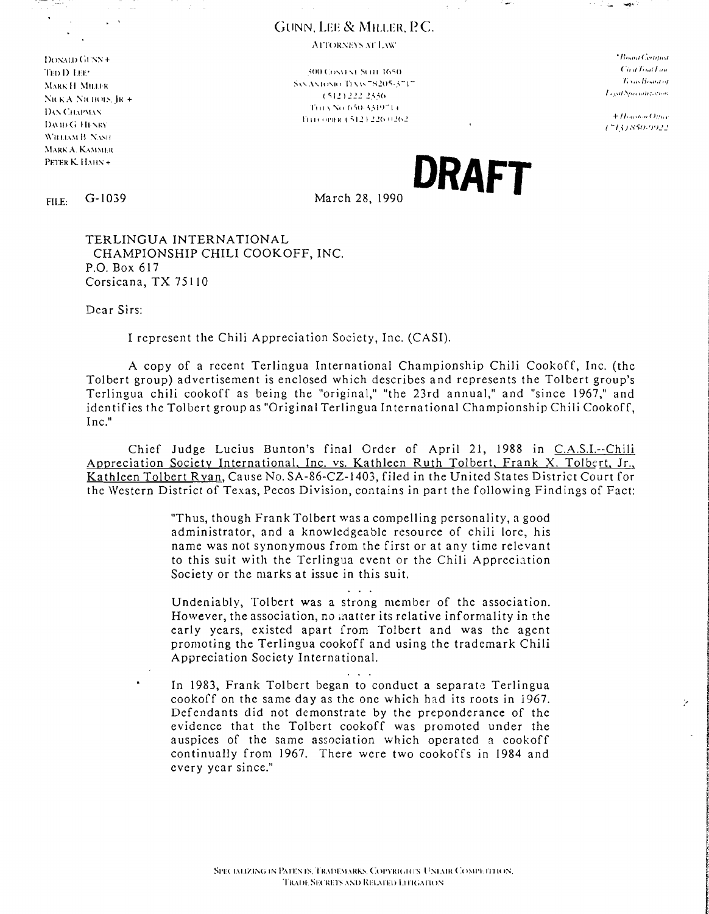# GUNN, LEE & MILLER, P.C.

ATTORNEYS AT LAW

DONALD GUNN +
TED D. LEE*
MARK H. MILLER
NICK A. NICHOLS, JR. +
DAN CHAPMAN
DAVID G. HENRY
WILLIAM B. NASH
MARK A. KAMMER
PETER K. HAHN +

300 CONVENT SUITE 1650
SAN ANTONIO, TEXAS 78205-3717
(512) 222-2336
TELEX NO. 650-3319714
TELECOPIER (512) 226-0262

*Board Certified
Civil Trial Law
Texas Board of
Legal Specialization

+ Houston Office
(713) 850-9922

**DRAFT**

FILE: G-1039

March 28, 1990

TERLINGUA INTERNATIONAL
CHAMPIONSHIP CHILI COOKOFF, INC.
P.O. Box 617
Corsicana, TX 75110

Dear Sirs:

I represent the Chili Appreciation Society, Inc. (CASI).

A copy of a recent Terlingua International Championship Chili Cookoff, Inc. (the Tolbert group) advertisement is enclosed which describes and represents the Tolbert group's Terlingua chili cookoff as being the "original," "the 23rd annual," and "since 1967," and identifies the Tolbert group as "Original Terlingua International Championship Chili Cookoff, Inc."

Chief Judge Lucius Bunton's final Order of April 21, 1988 in C.A.S.I.--Chili Appreciation Society International, Inc. vs. Kathleen Ruth Tolbert, Frank X. Tolbert, Jr., Kathleen Tolbert Ryan, Cause No. SA-86-CZ-1403, filed in the United States District Court for the Western District of Texas, Pecos Division, contains in part the following Findings of Fact:

> "Thus, though Frank Tolbert was a compelling personality, a good administrator, and a knowledgeable resource of chili lore, his name was not synonymous from the first or at any time relevant to this suit with the Terlingua event or the Chili Appreciation Society or the marks at issue in this suit.
>
> . . .
>
> Undeniably, Tolbert was a strong member of the association. However, the association, no matter its relative informality in the early years, existed apart from Tolbert and was the agent promoting the Terlingua cookoff and using the trademark Chili Appreciation Society International.
>
> . . .
>
> In 1983, Frank Tolbert began to conduct a separate Terlingua cookoff on the same day as the one which had its roots in 1967. Defendants did not demonstrate by the preponderance of the evidence that the Tolbert cookoff was promoted under the auspices of the same association which operated a cookoff continually from 1967. There were two cookoffs in 1984 and every year since."

SPECIALIZING IN PATENTS, TRADEMARKS, COPYRIGHTS, UNFAIR COMPETITION, TRADE SECRETS AND RELATED LITIGATION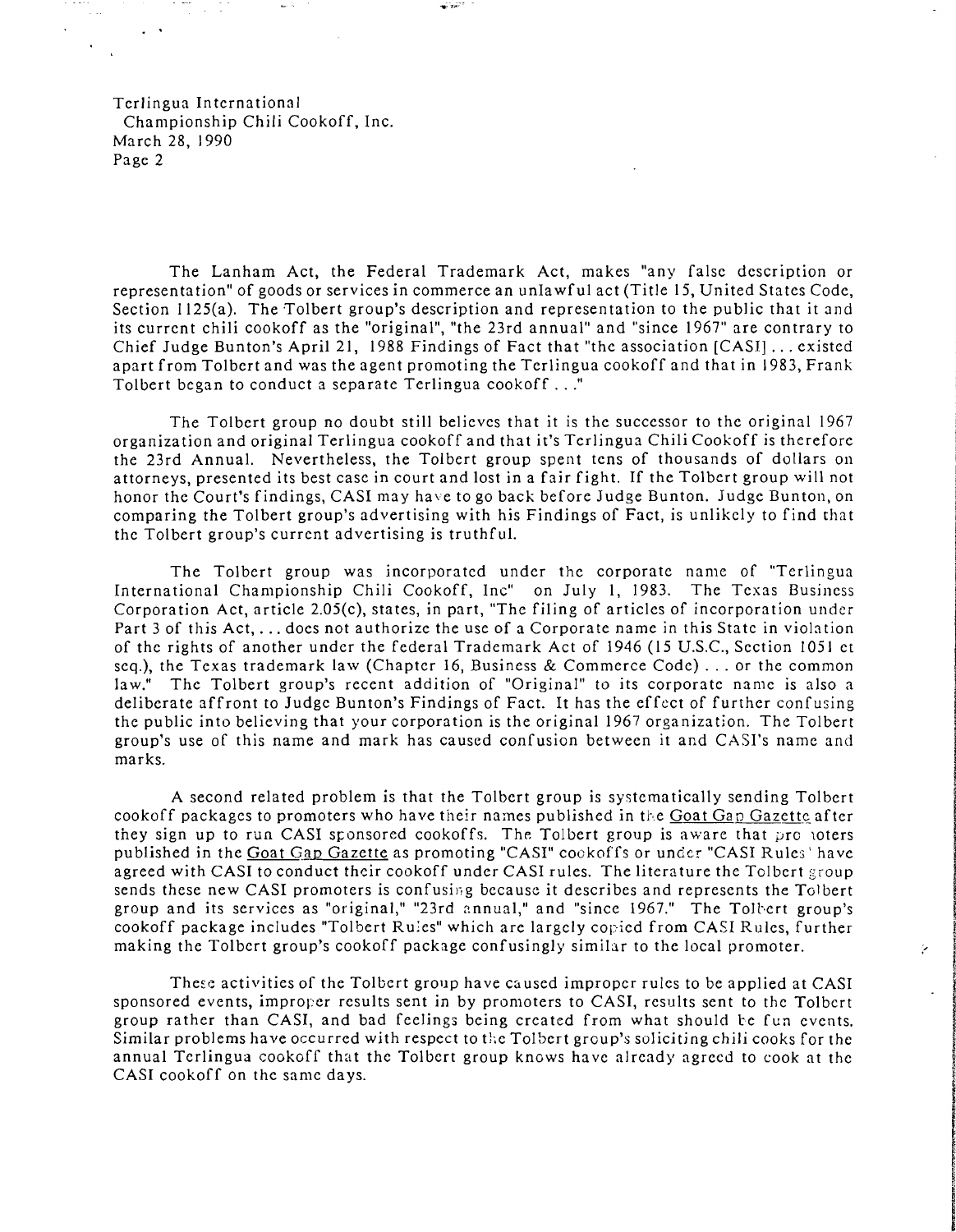The Lanham Act, the Federal Trademark Act, makes "any false description or representation" of goods or services in commerce an unlawful act (Title 15, United States Code, Section 1125(a). The Tolbert group's description and representation to the public that it and its current chili cookoff as the "original", "the 23rd annual" and "since 1967" are contrary to Chief Judge Bunton's April 21, 1988 Findings of Fact that "the association [CASI] . . . existed apart from Tolbert and was the agent promoting the Terlingua cookoff and that in 1983, Frank Tolbert began to conduct a separate Terlingua cookoff . . ."

The Tolbert group no doubt still believes that it is the successor to the original 1967 organization and original Terlingua cookoff and that it's Terlingua Chili Cookoff is therefore the 23rd Annual. Nevertheless, the Tolbert group spent tens of thousands of dollars on attorneys, presented its best case in court and lost in a fair fight. If the Tolbert group will not honor the Court's findings, CASI may have to go back before Judge Bunton. Judge Bunton, on comparing the Tolbert group's advertising with his Findings of Fact, is unlikely to find that the Tolbert group's current advertising is truthful.

The Tolbert group was incorporated under the corporate name of "Terlingua International Championship Chili Cookoff, Inc" on July 1, 1983. The Texas Business Corporation Act, article 2.05(c), states, in part, "The filing of articles of incorporation under Part 3 of this Act, . . . does not authorize the use of a Corporate name in this State in violation of the rights of another under the federal Trademark Act of 1946 (15 U.S.C., Section 1051 et seq.), the Texas trademark law (Chapter 16, Business & Commerce Code) . . . or the common law." The Tolbert group's recent addition of "Original" to its corporate name is also a deliberate affront to Judge Bunton's Findings of Fact. It has the effect of further confusing the public into believing that your corporation is the original 1967 organization. The Tolbert group's use of this name and mark has caused confusion between it and CASI's name and marks.

A second related problem is that the Tolbert group is systematically sending Tolbert cookoff packages to promoters who have their names published in the Goat Gap Gazette after they sign up to run CASI sponsored cookoffs. The Tolbert group is aware that promoters published in the Goat Gap Gazette as promoting "CASI" cookoffs or under "CASI Rules" have agreed with CASI to conduct their cookoff under CASI rules. The literature the Tolbert group sends these new CASI promoters is confusing because it describes and represents the Tolbert group and its services as "original," "23rd annual," and "since 1967." The Tolbert group's cookoff package includes "Tolbert Rules" which are largely copied from CASI Rules, further making the Tolbert group's cookoff package confusingly similar to the local promoter.

These activities of the Tolbert group have caused improper rules to be applied at CASI sponsored events, improper results sent in by promoters to CASI, results sent to the Tolbert group rather than CASI, and bad feelings being created from what should be fun events. Similar problems have occurred with respect to the Tolbert group's soliciting chili cooks for the annual Terlingua cookoff that the Tolbert group knows have already agreed to cook at the CASI cookoff on the same days.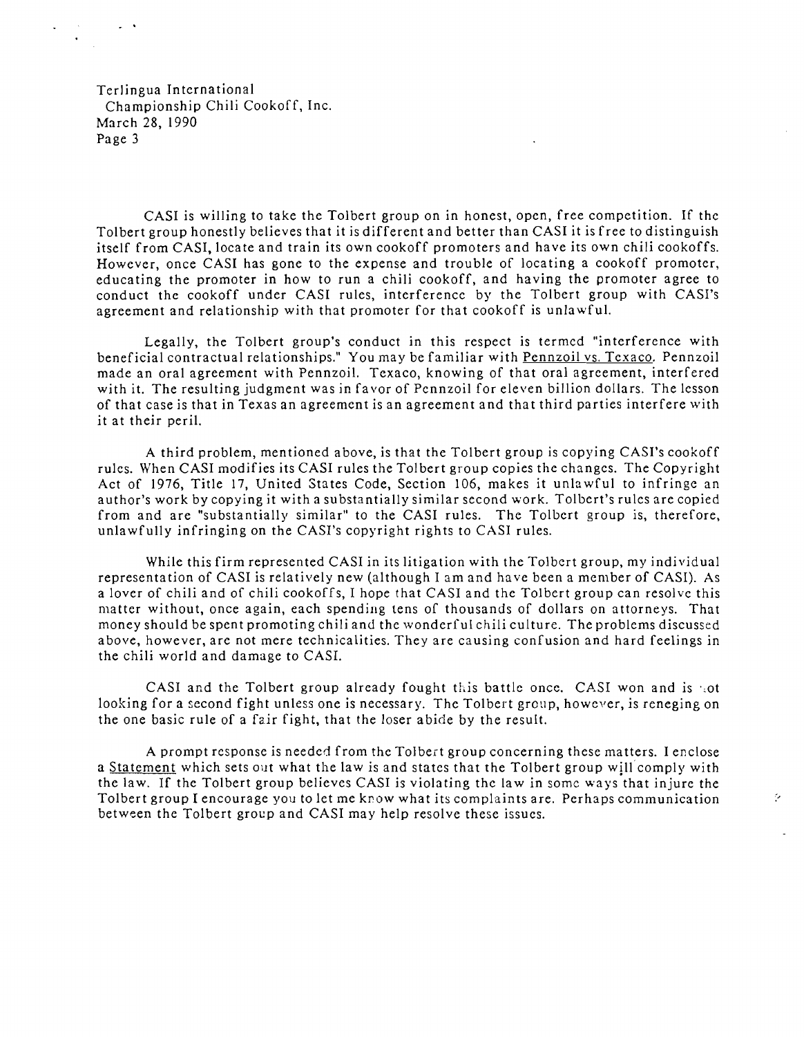CASI is willing to take the Tolbert group on in honest, open, free competition. If the Tolbert group honestly believes that it is different and better than CASI it is free to distinguish itself from CASI, locate and train its own cookoff promoters and have its own chili cookoffs. However, once CASI has gone to the expense and trouble of locating a cookoff promoter, educating the promoter in how to run a chili cookoff, and having the promoter agree to conduct the cookoff under CASI rules, interference by the Tolbert group with CASI's agreement and relationship with that promoter for that cookoff is unlawful.

Legally, the Tolbert group's conduct in this respect is termed "interference with beneficial contractual relationships." You may be familiar with Pennzoil vs. Texaco. Pennzoil made an oral agreement with Pennzoil. Texaco, knowing of that oral agreement, interfered with it. The resulting judgment was in favor of Pennzoil for eleven billion dollars. The lesson of that case is that in Texas an agreement is an agreement and that third parties interfere with it at their peril.

A third problem, mentioned above, is that the Tolbert group is copying CASI's cookoff rules. When CASI modifies its CASI rules the Tolbert group copies the changes. The Copyright Act of 1976, Title 17, United States Code, Section 106, makes it unlawful to infringe an author's work by copying it with a substantially similar second work. Tolbert's rules are copied from and are "substantially similar" to the CASI rules. The Tolbert group is, therefore, unlawfully infringing on the CASI's copyright rights to CASI rules.

While this firm represented CASI in its litigation with the Tolbert group, my individual representation of CASI is relatively new (although I am and have been a member of CASI). As a lover of chili and of chili cookoffs, I hope that CASI and the Tolbert group can resolve this matter without, once again, each spending tens of thousands of dollars on attorneys. That money should be spent promoting chili and the wonderful chili culture. The problems discussed above, however, are not mere technicalities. They are causing confusion and hard feelings in the chili world and damage to CASI.

CASI and the Tolbert group already fought this battle once. CASI won and is not looking for a second fight unless one is necessary. The Tolbert group, however, is reneging on the one basic rule of a fair fight, that the loser abide by the result.

A prompt response is needed from the Tolbert group concerning these matters. I enclose a Statement which sets out what the law is and states that the Tolbert group will comply with the law. If the Tolbert group believes CASI is violating the law in some ways that injure the Tolbert group I encourage you to let me know what its complaints are. Perhaps communication between the Tolbert group and CASI may help resolve these issues.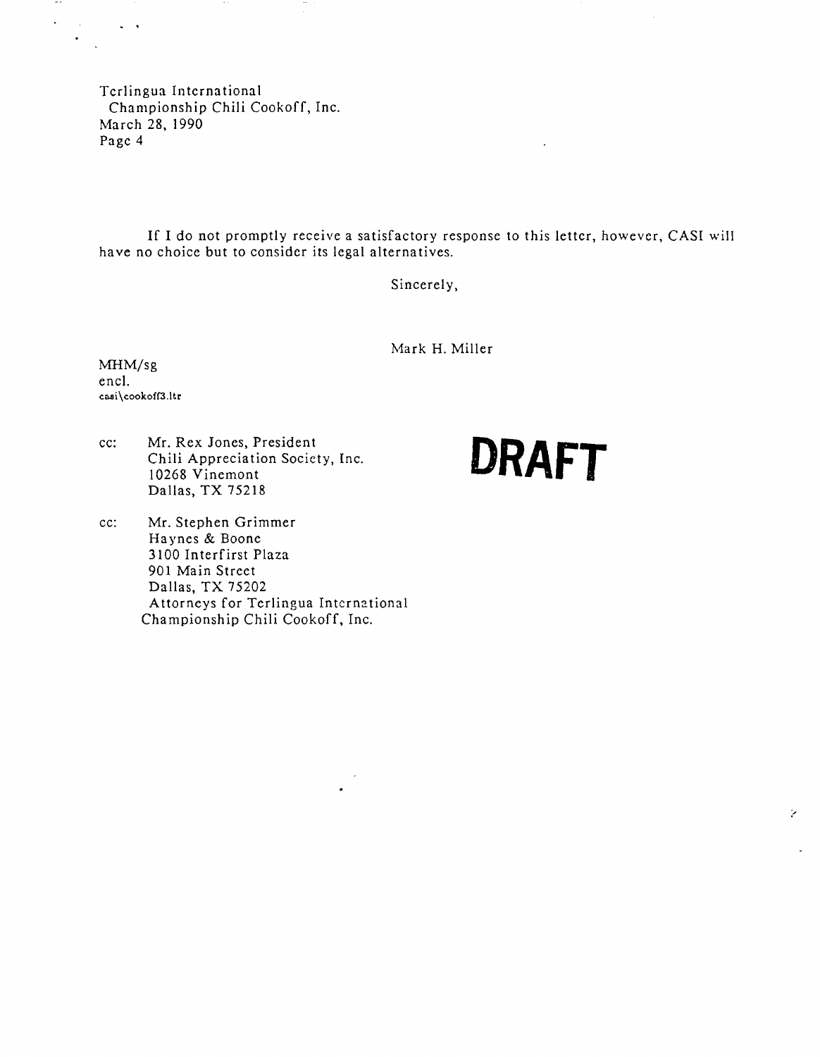Terlingua International
Championship Chili Cookoff, Inc.
March 28, 1990
Page 4

If I do not promptly receive a satisfactory response to this letter, however, CASI will have no choice but to consider its legal alternatives.

Sincerely,

Mark H. Miller

MHM/sg
encl.
casi\cookoff3.ltr

cc: Mr. Rex Jones, President
Chili Appreciation Society, Inc.
10268 Vinemont
Dallas, TX 75218

**DRAFT**

cc: Mr. Stephen Grimmer
Haynes & Boone
3100 Interfirst Plaza
901 Main Street
Dallas, TX 75202
Attorneys for Terlingua International Championship Chili Cookoff, Inc.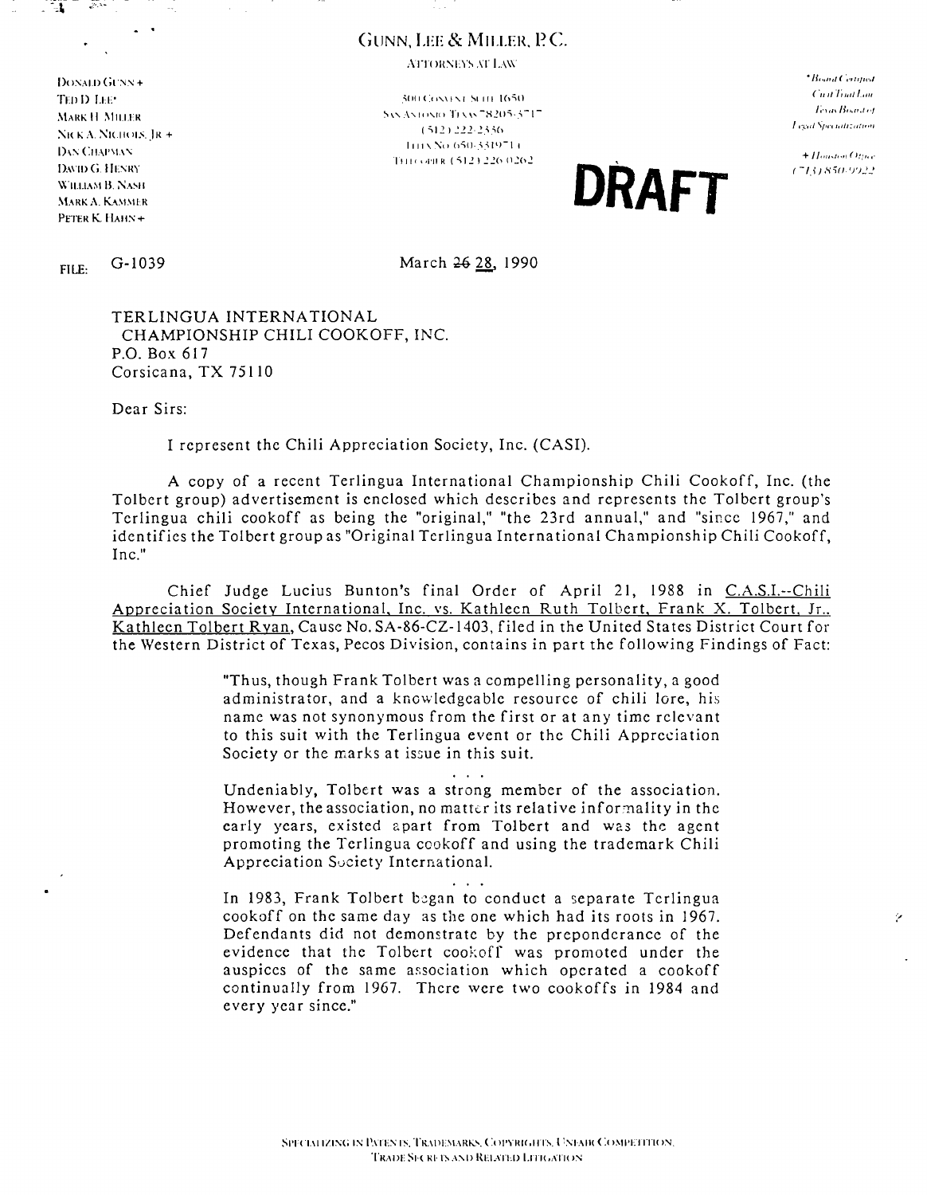# GUNN, LEE & MILLER, P.C.

ATTORNEYS AT LAW

DONALD GUNN +
TED D. LEE*
MARK H. MILLER
NICK A. NICHOLS, JR. +
DAN CHAPMAN
DAVID G. HENRY
WILLIAM B. NASH
MARK A. KAMMER
PETER K. HAHN +

500 CONVENT SUITE 1650
SAN ANTONIO, TEXAS 78205-3717
(512) 222-2336
TELEX NO. 650-3319714
TELECOPIER (512) 226-0262

*Board Certified
Civil Trial Law
Texas Board of
Legal Specialization

+ Houston Office
(713) 850-9922

**DRAFT**

FILE: G-1039

March ~~26~~ 28, 1990

TERLINGUA INTERNATIONAL
CHAMPIONSHIP CHILI COOKOFF, INC.
P.O. Box 617
Corsicana, TX 75110

Dear Sirs:

I represent the Chili Appreciation Society, Inc. (CASI).

A copy of a recent Terlingua International Championship Chili Cookoff, Inc. (the Tolbert group) advertisement is enclosed which describes and represents the Tolbert group's Terlingua chili cookoff as being the "original," "the 23rd annual," and "since 1967," and identifies the Tolbert group as "Original Terlingua International Championship Chili Cookoff, Inc."

Chief Judge Lucius Bunton's final Order of April 21, 1988 in C.A.S.I.--Chili Appreciation Society International, Inc. vs. Kathleen Ruth Tolbert, Frank X. Tolbert, Jr., Kathleen Tolbert Ryan, Cause No. SA-86-CZ-1403, filed in the United States District Court for the Western District of Texas, Pecos Division, contains in part the following Findings of Fact:

> "Thus, though Frank Tolbert was a compelling personality, a good administrator, and a knowledgeable resource of chili lore, his name was not synonymous from the first or at any time relevant to this suit with the Terlingua event or the Chili Appreciation Society or the marks at issue in this suit.
>
> . . .
>
> Undeniably, Tolbert was a strong member of the association. However, the association, no matter its relative informality in the early years, existed apart from Tolbert and was the agent promoting the Terlingua cookoff and using the trademark Chili Appreciation Society International.
>
> . . .
>
> In 1983, Frank Tolbert began to conduct a separate Terlingua cookoff on the same day as the one which had its roots in 1967. Defendants did not demonstrate by the preponderance of the evidence that the Tolbert cookoff was promoted under the auspices of the same association which operated a cookoff continually from 1967. There were two cookoffs in 1984 and every year since."

SPECIALIZING IN PATENTS, TRADEMARKS, COPYRIGHTS, UNFAIR COMPETITION, TRADE SECRETS AND RELATED LITIGATION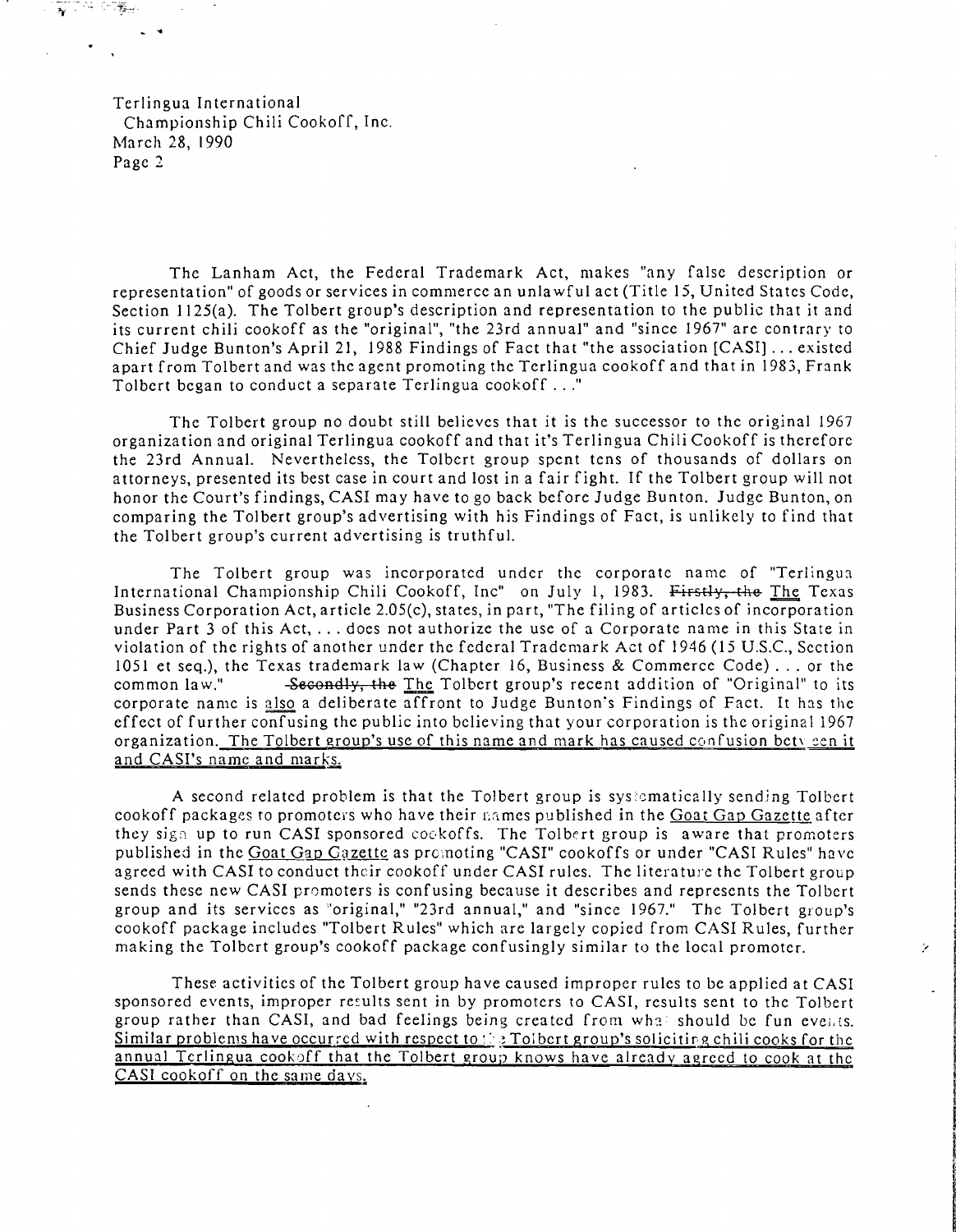Terlingua International
Championship Chili Cookoff, Inc.
March 28, 1990
Page 2

The Lanham Act, the Federal Trademark Act, makes "any false description or representation" of goods or services in commerce an unlawful act (Title 15, United States Code, Section 1125(a). The Tolbert group's description and representation to the public that it and its current chili cookoff as the "original", "the 23rd annual" and "since 1967" are contrary to Chief Judge Bunton's April 21, 1988 Findings of Fact that "the association [CASI] . . . existed apart from Tolbert and was the agent promoting the Terlingua cookoff and that in 1983, Frank Tolbert began to conduct a separate Terlingua cookoff . . ."

The Tolbert group no doubt still believes that it is the successor to the original 1967 organization and original Terlingua cookoff and that it's Terlingua Chili Cookoff is therefore the 23rd Annual. Nevertheless, the Tolbert group spent tens of thousands of dollars on attorneys, presented its best case in court and lost in a fair fight. If the Tolbert group will not honor the Court's findings, CASI may have to go back before Judge Bunton. Judge Bunton, on comparing the Tolbert group's advertising with his Findings of Fact, is unlikely to find that the Tolbert group's current advertising is truthful.

The Tolbert group was incorporated under the corporate name of "Terlingua International Championship Chili Cookoff, Inc" on July 1, 1983. ~~Firstly, the~~ The Texas Business Corporation Act, article 2.05(c), states, in part, "The filing of articles of incorporation under Part 3 of this Act, . . . does not authorize the use of a Corporate name in this State in violation of the rights of another under the federal Trademark Act of 1946 (15 U.S.C., Section 1051 et seq.), the Texas trademark law (Chapter 16, Business & Commerce Code) . . . or the common law." ~~Secondly, the~~ The Tolbert group's recent addition of "Original" to its corporate name is also a deliberate affront to Judge Bunton's Findings of Fact. It has the effect of further confusing the public into believing that your corporation is the original 1967 organization. The Tolbert group's use of this name and mark has caused confusion between it and CASI's name and marks.

A second related problem is that the Tolbert group is systematically sending Tolbert cookoff packages to promoters who have their names published in the Goat Gap Gazette after they sign up to run CASI sponsored cookoffs. The Tolbert group is aware that promoters published in the Goat Gap Gazette as promoting "CASI" cookoffs or under "CASI Rules" have agreed with CASI to conduct their cookoff under CASI rules. The literature the Tolbert group sends these new CASI promoters is confusing because it describes and represents the Tolbert group and its services as "original," "23rd annual," and "since 1967." The Tolbert group's cookoff package includes "Tolbert Rules" which are largely copied from CASI Rules, further making the Tolbert group's cookoff package confusingly similar to the local promoter.

These activities of the Tolbert group have caused improper rules to be applied at CASI sponsored events, improper results sent in by promoters to CASI, results sent to the Tolbert group rather than CASI, and bad feelings being created from what should be fun events. Similar problems have occurred with respect to the Tolbert group's soliciting chili cooks for the annual Terlingua cookoff that the Tolbert group knows have already agreed to cook at the CASI cookoff on the same days.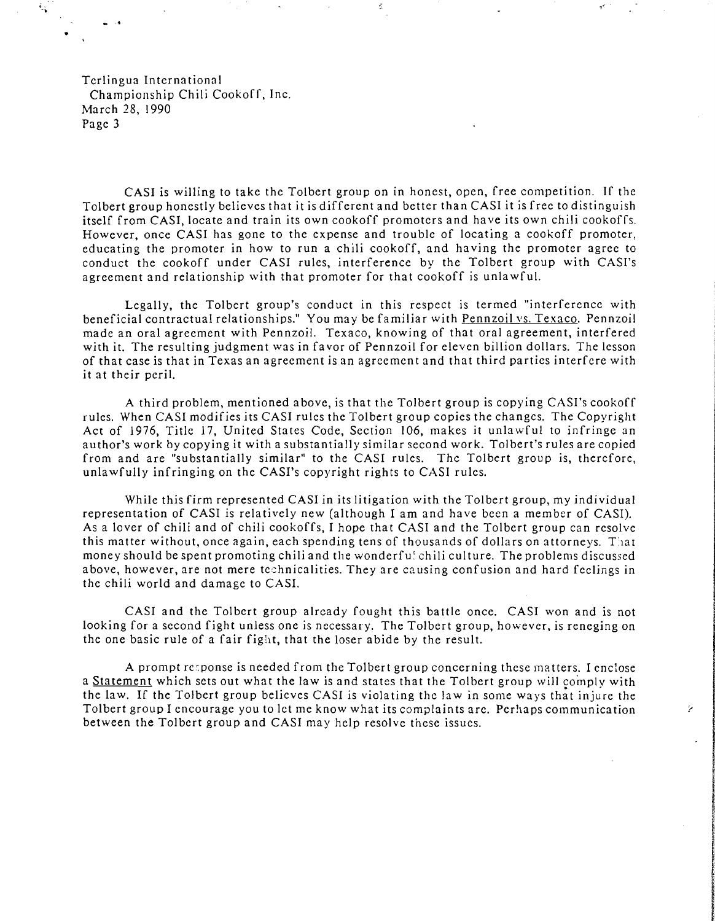CASI is willing to take the Tolbert group on in honest, open, free competition. If the Tolbert group honestly believes that it is different and better than CASI it is free to distinguish itself from CASI, locate and train its own cookoff promoters and have its own chili cookoffs. However, once CASI has gone to the expense and trouble of locating a cookoff promoter, educating the promoter in how to run a chili cookoff, and having the promoter agree to conduct the cookoff under CASI rules, interference by the Tolbert group with CASI's agreement and relationship with that promoter for that cookoff is unlawful.

Legally, the Tolbert group's conduct in this respect is termed "interference with beneficial contractual relationships." You may be familiar with Pennzoil vs. Texaco. Pennzoil made an oral agreement with Pennzoil. Texaco, knowing of that oral agreement, interfered with it. The resulting judgment was in favor of Pennzoil for eleven billion dollars. The lesson of that case is that in Texas an agreement is an agreement and that third parties interfere with it at their peril.

A third problem, mentioned above, is that the Tolbert group is copying CASI's cookoff rules. When CASI modifies its CASI rules the Tolbert group copies the changes. The Copyright Act of 1976, Title 17, United States Code, Section 106, makes it unlawful to infringe an author's work by copying it with a substantially similar second work. Tolbert's rules are copied from and are "substantially similar" to the CASI rules. The Tolbert group is, therefore, unlawfully infringing on the CASI's copyright rights to CASI rules.

While this firm represented CASI in its litigation with the Tolbert group, my individual representation of CASI is relatively new (although I am and have been a member of CASI). As a lover of chili and of chili cookoffs, I hope that CASI and the Tolbert group can resolve this matter without, once again, each spending tens of thousands of dollars on attorneys. That money should be spent promoting chili and the wonderful chili culture. The problems discussed above, however, are not mere technicalities. They are causing confusion and hard feelings in the chili world and damage to CASI.

CASI and the Tolbert group already fought this battle once. CASI won and is not looking for a second fight unless one is necessary. The Tolbert group, however, is reneging on the one basic rule of a fair fight, that the loser abide by the result.

A prompt response is needed from the Tolbert group concerning these matters. I enclose a Statement which sets out what the law is and states that the Tolbert group will comply with the law. If the Tolbert group believes CASI is violating the law in some ways that injure the Tolbert group I encourage you to let me know what its complaints are. Perhaps communication between the Tolbert group and CASI may help resolve these issues.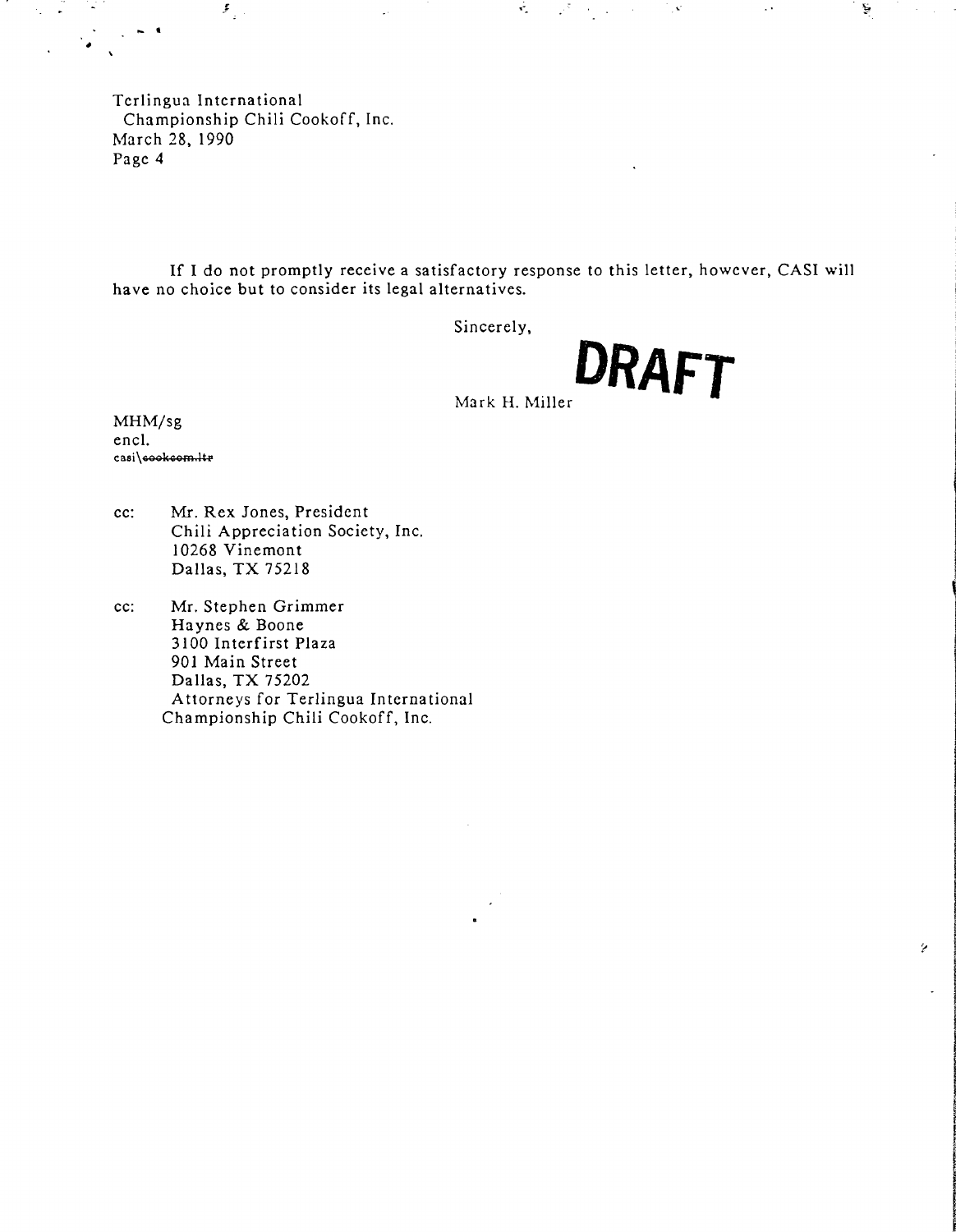If I do not promptly receive a satisfactory response to this letter, however, CASI will have no choice but to consider its legal alternatives.

Sincerely,

**DRAFT**

Mark H. Miller

MHM/sg
encl.
casi\~~cookcom.ltr~~

cc: Mr. Rex Jones, President
Chili Appreciation Society, Inc.
10268 Vinemont
Dallas, TX 75218

cc: Mr. Stephen Grimmer
Haynes & Boone
3100 Interfirst Plaza
901 Main Street
Dallas, TX 75202
Attorneys for Terlingua International Championship Chili Cookoff, Inc.